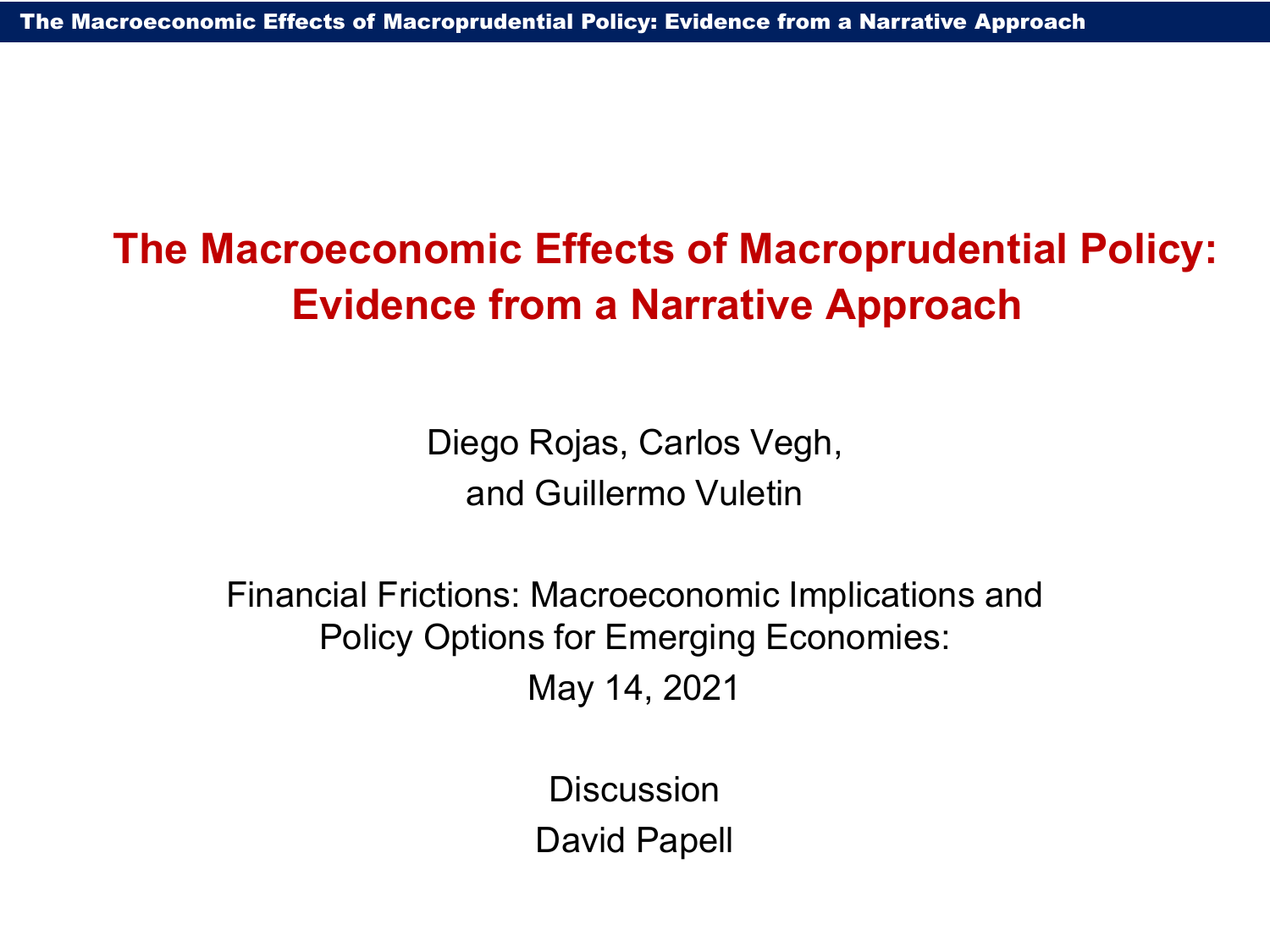# The Macroeconomic Effects of Macroprudential Policy: Evidence from a Narrative Approach

Diego Rojas, Carlos Vegh, and Guillermo Vuletin

Financial Frictions: Macroeconomic Implications and Policy Options for Emerging Economies:

May 14, 2021

Discussion

David Papell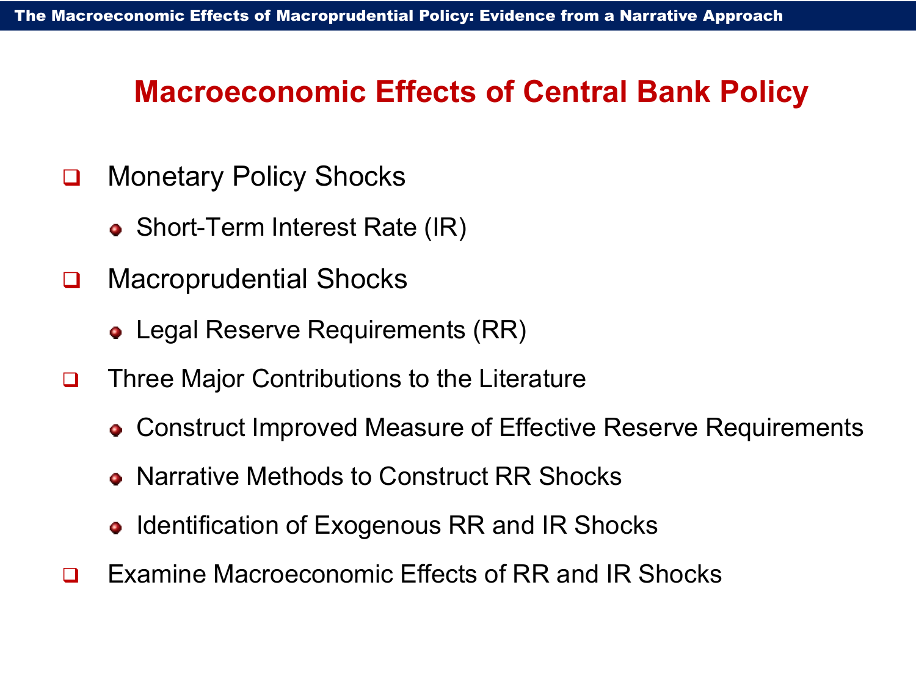## Macroeconomic Effects of Central Bank Policy

- Monetary Policy Shocks
  - Short-Term Interest Rate (IR)
- Macroprudential Shocks
  - Legal Reserve Requirements (RR)
- Three Major Contributions to the Literature
  - Construct Improved Measure of Effective Reserve Requirements
  - Narrative Methods to Construct RR Shocks
  - Identification of Exogenous RR and IR Shocks
- Examine Macroeconomic Effects of RR and IR Shocks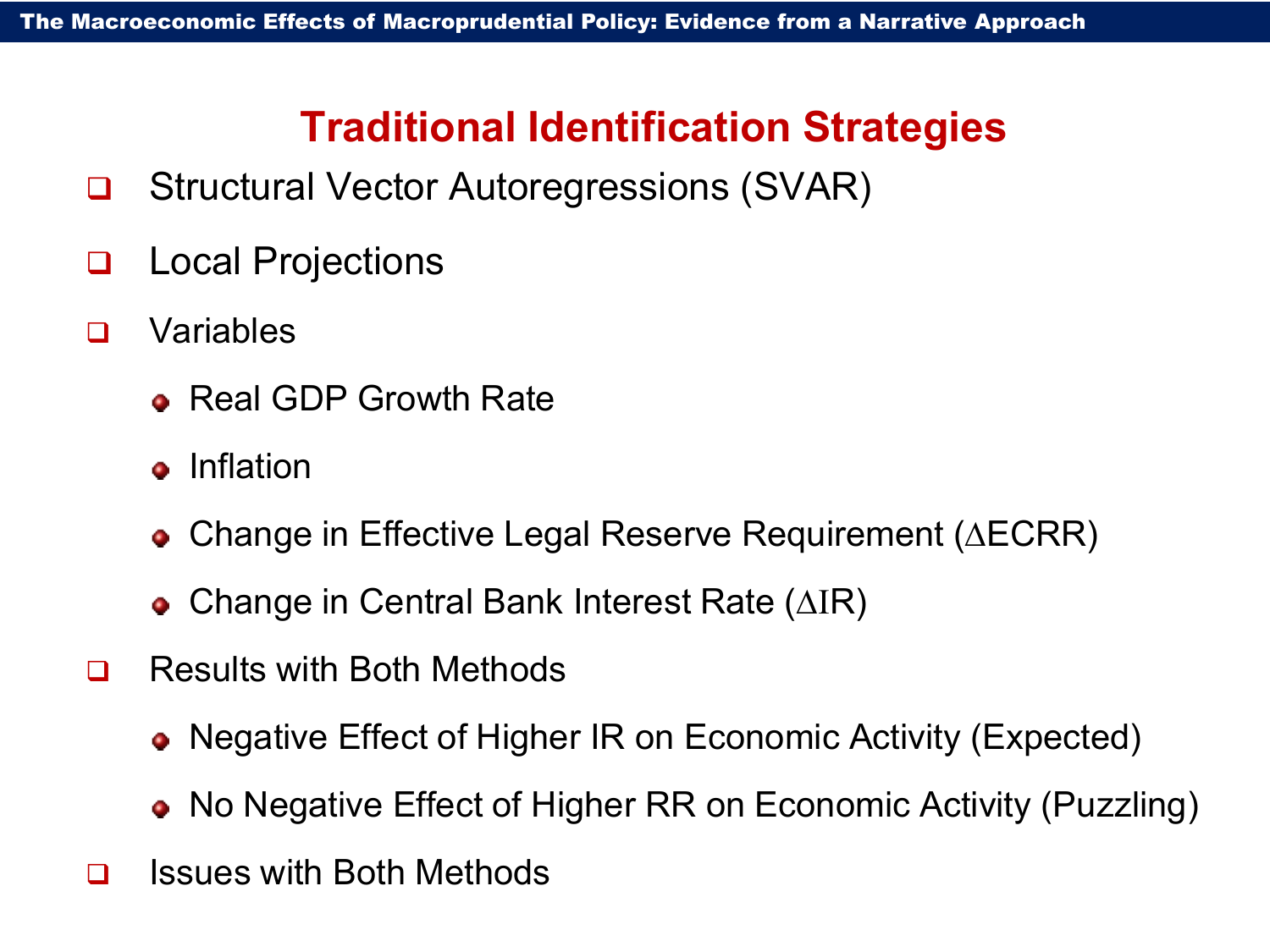## Traditional Identification Strategies

- Structural Vector Autoregressions (SVAR)
- Local Projections
- Variables
  - Real GDP Growth Rate
  - Inflation
  - Change in Effective Legal Reserve Requirement ($\Delta$ECRR)
  - Change in Central Bank Interest Rate ($\Delta$IR)
- Results with Both Methods
  - Negative Effect of Higher IR on Economic Activity (Expected)
  - No Negative Effect of Higher RR on Economic Activity (Puzzling)
- Issues with Both Methods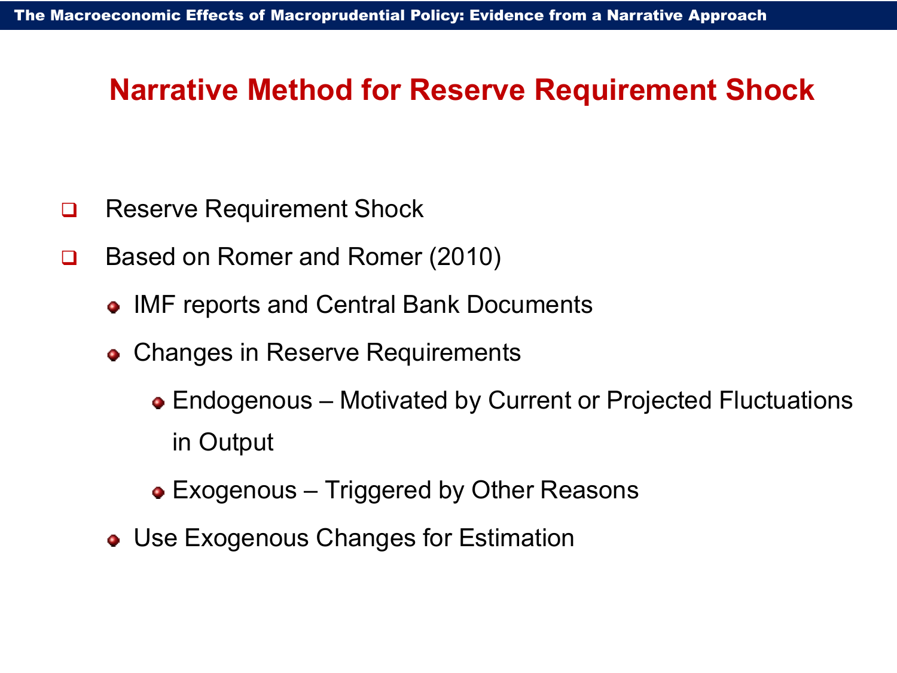# Narrative Method for Reserve Requirement Shock

- Reserve Requirement Shock
- Based on Romer and Romer (2010)
  - IMF reports and Central Bank Documents
  - Changes in Reserve Requirements
    - Endogenous – Motivated by Current or Projected Fluctuations in Output
    - Exogenous – Triggered by Other Reasons
  - Use Exogenous Changes for Estimation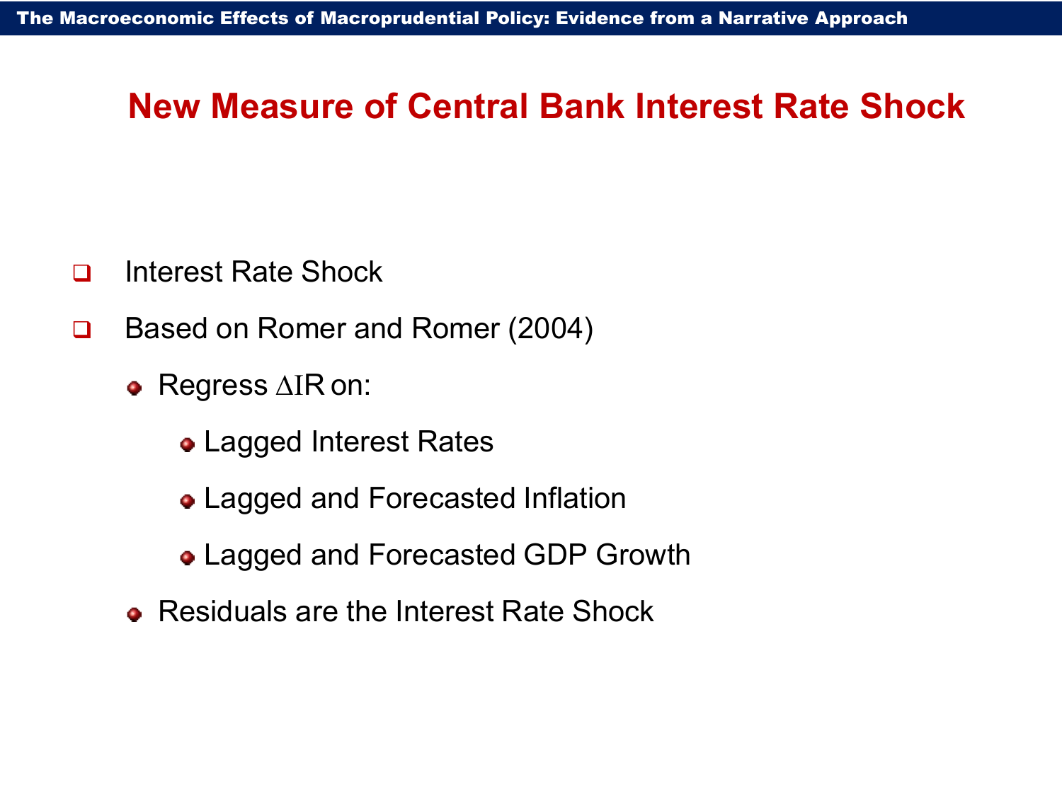# New Measure of Central Bank Interest Rate Shock

- Interest Rate Shock
- Based on Romer and Romer (2004)
  - Regress $\Delta \text{IR}$ on:
    - Lagged Interest Rates
    - Lagged and Forecasted Inflation
    - Lagged and Forecasted GDP Growth
  - Residuals are the Interest Rate Shock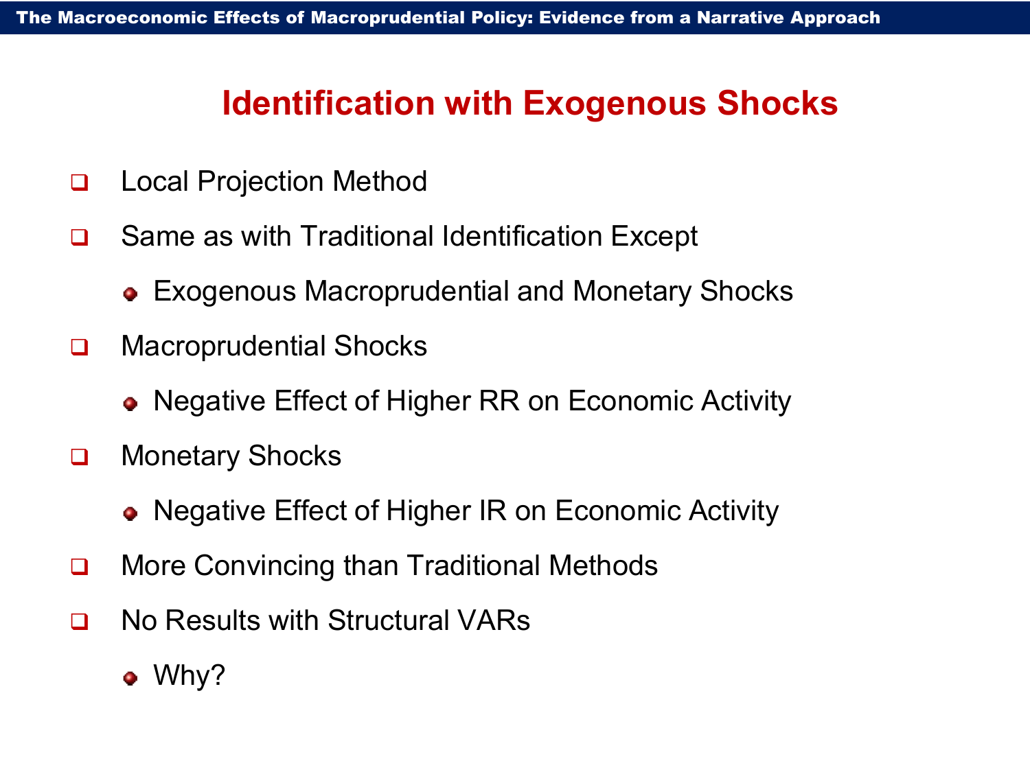# Identification with Exogenous Shocks

- Local Projection Method
- Same as with Traditional Identification Except
  - Exogenous Macroprudential and Monetary Shocks
- Macroprudential Shocks
  - Negative Effect of Higher RR on Economic Activity
- Monetary Shocks
  - Negative Effect of Higher IR on Economic Activity
- More Convincing than Traditional Methods
- No Results with Structural VARs
  - Why?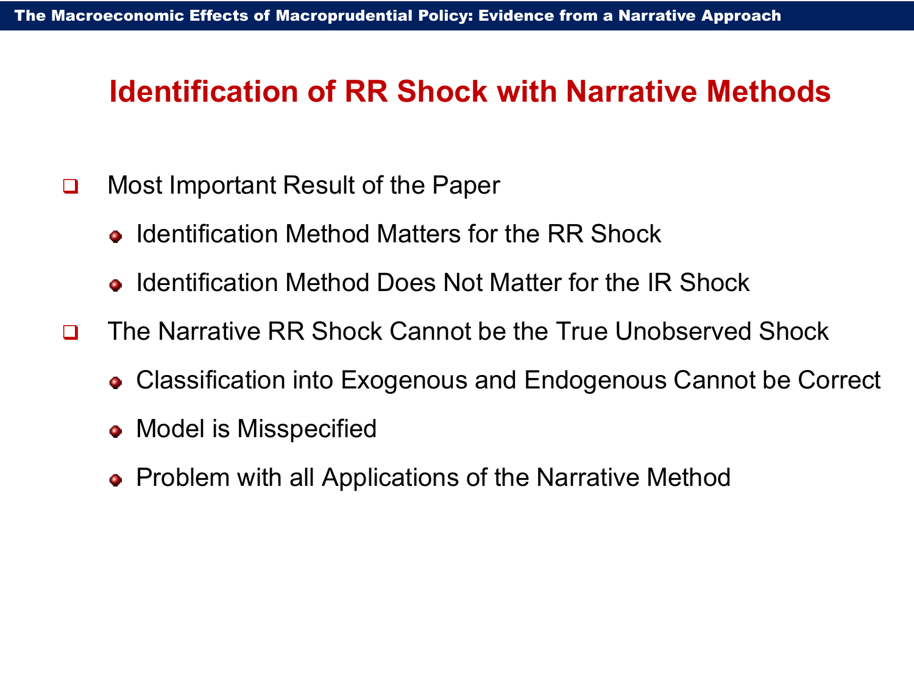# Identification of RR Shock with Narrative Methods

- Most Important Result of the Paper
  - Identification Method Matters for the RR Shock
  - Identification Method Does Not Matter for the IR Shock
- The Narrative RR Shock Cannot be the True Unobserved Shock
  - Classification into Exogenous and Endogenous Cannot be Correct
  - Model is Misspecified
  - Problem with all Applications of the Narrative Method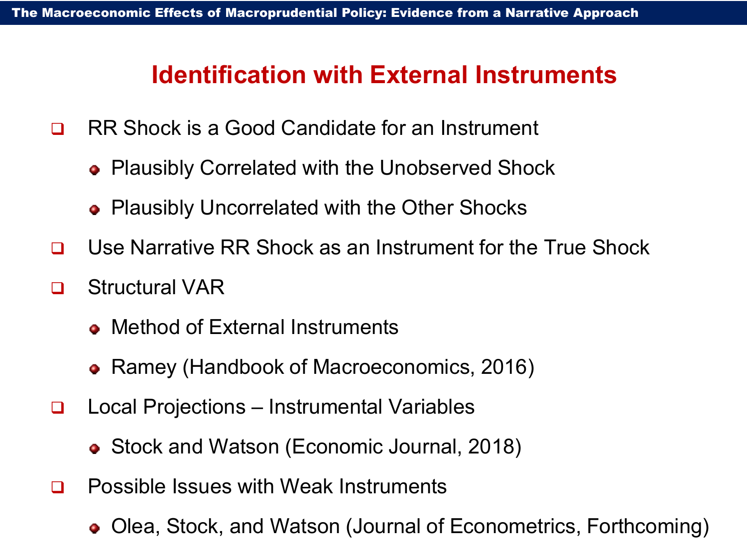## Identification with External Instruments

- RR Shock is a Good Candidate for an Instrument
  - Plausibly Correlated with the Unobserved Shock
  - Plausibly Uncorrelated with the Other Shocks
- Use Narrative RR Shock as an Instrument for the True Shock
- Structural VAR
  - Method of External Instruments
  - Ramey (Handbook of Macroeconomics, 2016)
- Local Projections – Instrumental Variables
  - Stock and Watson (Economic Journal, 2018)
- Possible Issues with Weak Instruments
  - Olea, Stock, and Watson (Journal of Econometrics, Forthcoming)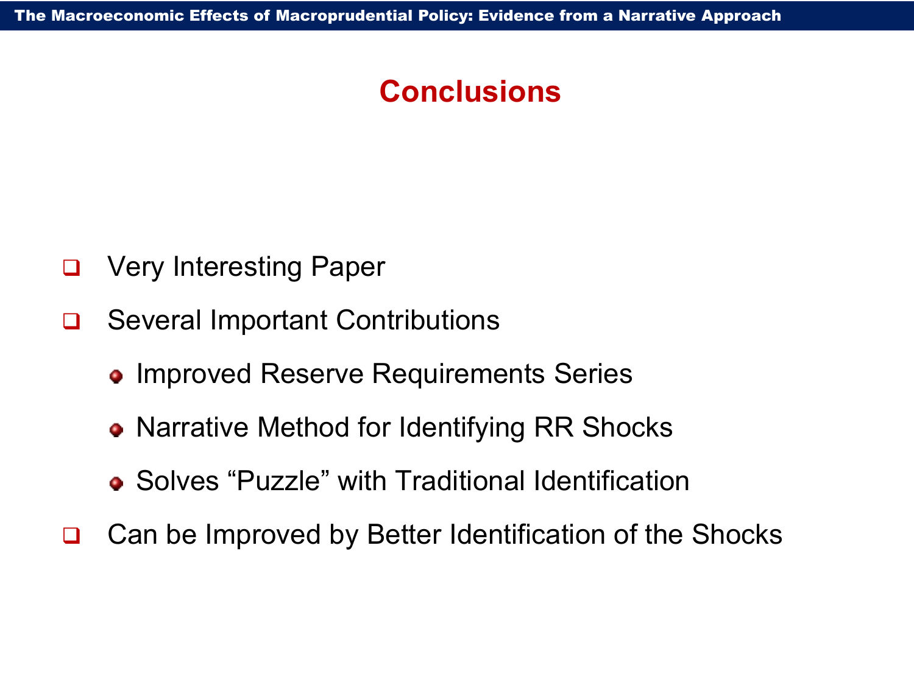# Conclusions

- Very Interesting Paper
- Several Important Contributions
  - Improved Reserve Requirements Series
  - Narrative Method for Identifying RR Shocks
  - Solves “Puzzle” with Traditional Identification
- Can be Improved by Better Identification of the Shocks